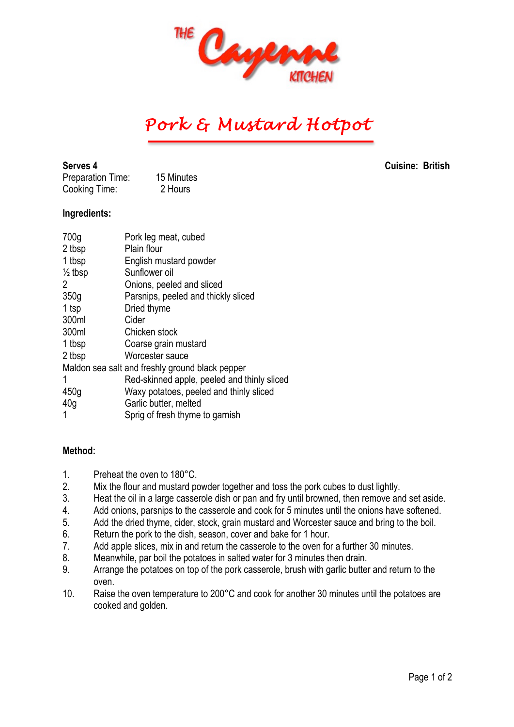THE Cayenne KITCHEN

# Pork & Mustard Hotpot

**Serves 4** **Cuisine: British**

Preparation Time: 15 Minutes
Cooking Time: 2 Hours

**Ingredients:**

| | |
|---|---|
| 700g | Pork leg meat, cubed |
| 2 tbsp | Plain flour |
| 1 tbsp | English mustard powder |
| ½ tbsp | Sunflower oil |
| 2 | Onions, peeled and sliced |
| 350g | Parsnips, peeled and thickly sliced |
| 1 tsp | Dried thyme |
| 300ml | Cider |
| 300ml | Chicken stock |
| 1 tbsp | Coarse grain mustard |
| 2 tbsp | Worcester sauce |
| Maldon sea salt and freshly ground black pepper | |
| 1 | Red-skinned apple, peeled and thinly sliced |
| 450g | Waxy potatoes, peeled and thinly sliced |
| 40g | Garlic butter, melted |
| 1 | Sprig of fresh thyme to garnish |

**Method:**

1. Preheat the oven to 180°C.
2. Mix the flour and mustard powder together and toss the pork cubes to dust lightly.
3. Heat the oil in a large casserole dish or pan and fry until browned, then remove and set aside.
4. Add onions, parsnips to the casserole and cook for 5 minutes until the onions have softened.
5. Add the dried thyme, cider, stock, grain mustard and Worcester sauce and bring to the boil.
6. Return the pork to the dish, season, cover and bake for 1 hour.
7. Add apple slices, mix in and return the casserole to the oven for a further 30 minutes.
8. Meanwhile, par boil the potatoes in salted water for 3 minutes then drain.
9. Arrange the potatoes on top of the pork casserole, brush with garlic butter and return to the oven.
10. Raise the oven temperature to 200°C and cook for another 30 minutes until the potatoes are cooked and golden.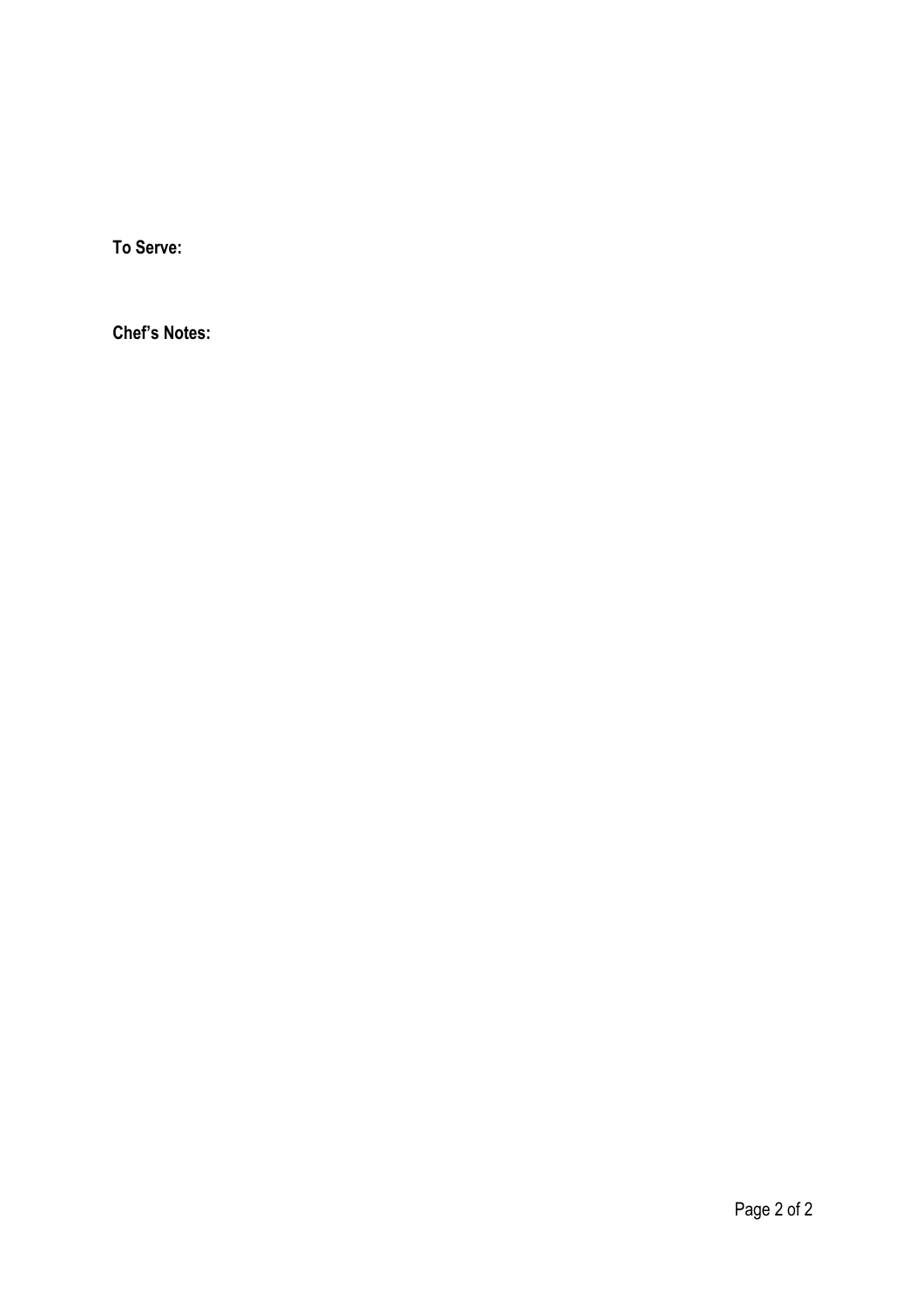**To Serve:**

**Chef's Notes:**